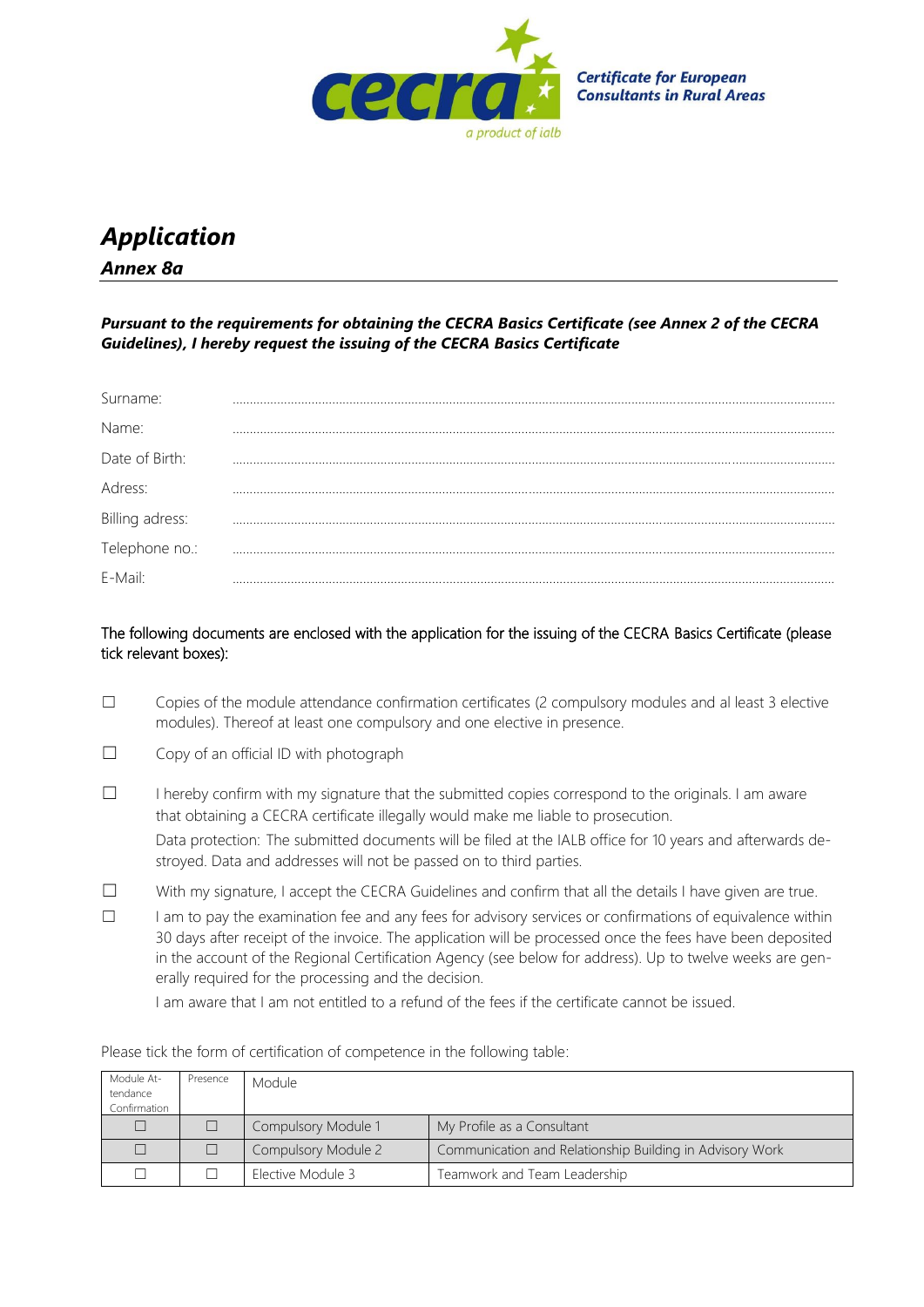**cecra**
*a product of ialb*

***Certificate for European Consultants in Rural Areas***

# *Application*

## *Annex 8a*

***Pursuant to the requirements for obtaining the CECRA Basics Certificate (see Annex 2 of the CECRA Guidelines), I hereby request the issuing of the CECRA Basics Certificate***

Surname: ..................................................................................................................................................

Name: ..................................................................................................................................................

Date of Birth: ..................................................................................................................................................

Adress: ..................................................................................................................................................

Billing adress: ..................................................................................................................................................

Telephone no.: ..................................................................................................................................................

E-Mail: ..................................................................................................................................................

The following documents are enclosed with the application for the issuing of the CECRA Basics Certificate (please tick relevant boxes):

☐ Copies of the module attendance confirmation certificates (2 compulsory modules and al least 3 elective modules). Thereof at least one compulsory and one elective in presence.

☐ Copy of an official ID with photograph

☐ I hereby confirm with my signature that the submitted copies correspond to the originals. I am aware that obtaining a CECRA certificate illegally would make me liable to prosecution.
Data protection: The submitted documents will be filed at the IALB office for 10 years and afterwards destroyed. Data and addresses will not be passed on to third parties.

☐ With my signature, I accept the CECRA Guidelines and confirm that all the details I have given are true.

☐ I am to pay the examination fee and any fees for advisory services or confirmations of equivalence within 30 days after receipt of the invoice. The application will be processed once the fees have been deposited in the account of the Regional Certification Agency (see below for address). Up to twelve weeks are generally required for the processing and the decision.
I am aware that I am not entitled to a refund of the fees if the certificate cannot be issued.

Please tick the form of certification of competence in the following table:

| Module Attendance Confirmation | Presence | Module | |
|---|---|---|---|
| ☐ | ☐ | Compulsory Module 1 | My Profile as a Consultant |
| ☐ | ☐ | Compulsory Module 2 | Communication and Relationship Building in Advisory Work |
| ☐ | ☐ | Elective Module 3 | Teamwork and Team Leadership |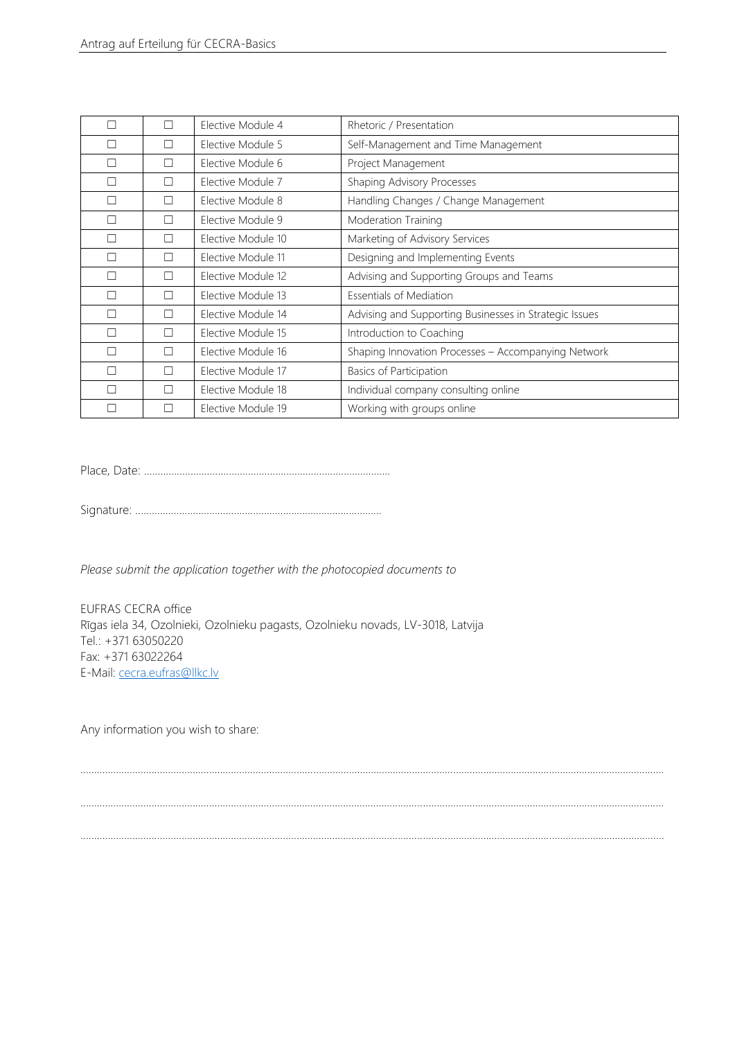| | | | |
|---|---|---|---|
| ☐ | ☐ | Elective Module 4 | Rhetoric / Presentation |
| ☐ | ☐ | Elective Module 5 | Self-Management and Time Management |
| ☐ | ☐ | Elective Module 6 | Project Management |
| ☐ | ☐ | Elective Module 7 | Shaping Advisory Processes |
| ☐ | ☐ | Elective Module 8 | Handling Changes / Change Management |
| ☐ | ☐ | Elective Module 9 | Moderation Training |
| ☐ | ☐ | Elective Module 10 | Marketing of Advisory Services |
| ☐ | ☐ | Elective Module 11 | Designing and Implementing Events |
| ☐ | ☐ | Elective Module 12 | Advising and Supporting Groups and Teams |
| ☐ | ☐ | Elective Module 13 | Essentials of Mediation |
| ☐ | ☐ | Elective Module 14 | Advising and Supporting Businesses in Strategic Issues |
| ☐ | ☐ | Elective Module 15 | Introduction to Coaching |
| ☐ | ☐ | Elective Module 16 | Shaping Innovation Processes – Accompanying Network |
| ☐ | ☐ | Elective Module 17 | Basics of Participation |
| ☐ | ☐ | Elective Module 18 | Individual company consulting online |
| ☐ | ☐ | Elective Module 19 | Working with groups online |

Place, Date: ........................................................................................

Signature: ........................................................................................

*Please submit the application together with the photocopied documents to*

EUFRAS CECRA office
Rīgas iela 34, Ozolnieki, Ozolnieku pagasts, Ozolnieku novads, LV-3018, Latvija
Tel.: +371 63050220
Fax: +371 63022264
E-Mail: cecra.eufras@llkc.lv

Any information you wish to share:

..........................................................................................................................................................................................

..........................................................................................................................................................................................

..........................................................................................................................................................................................